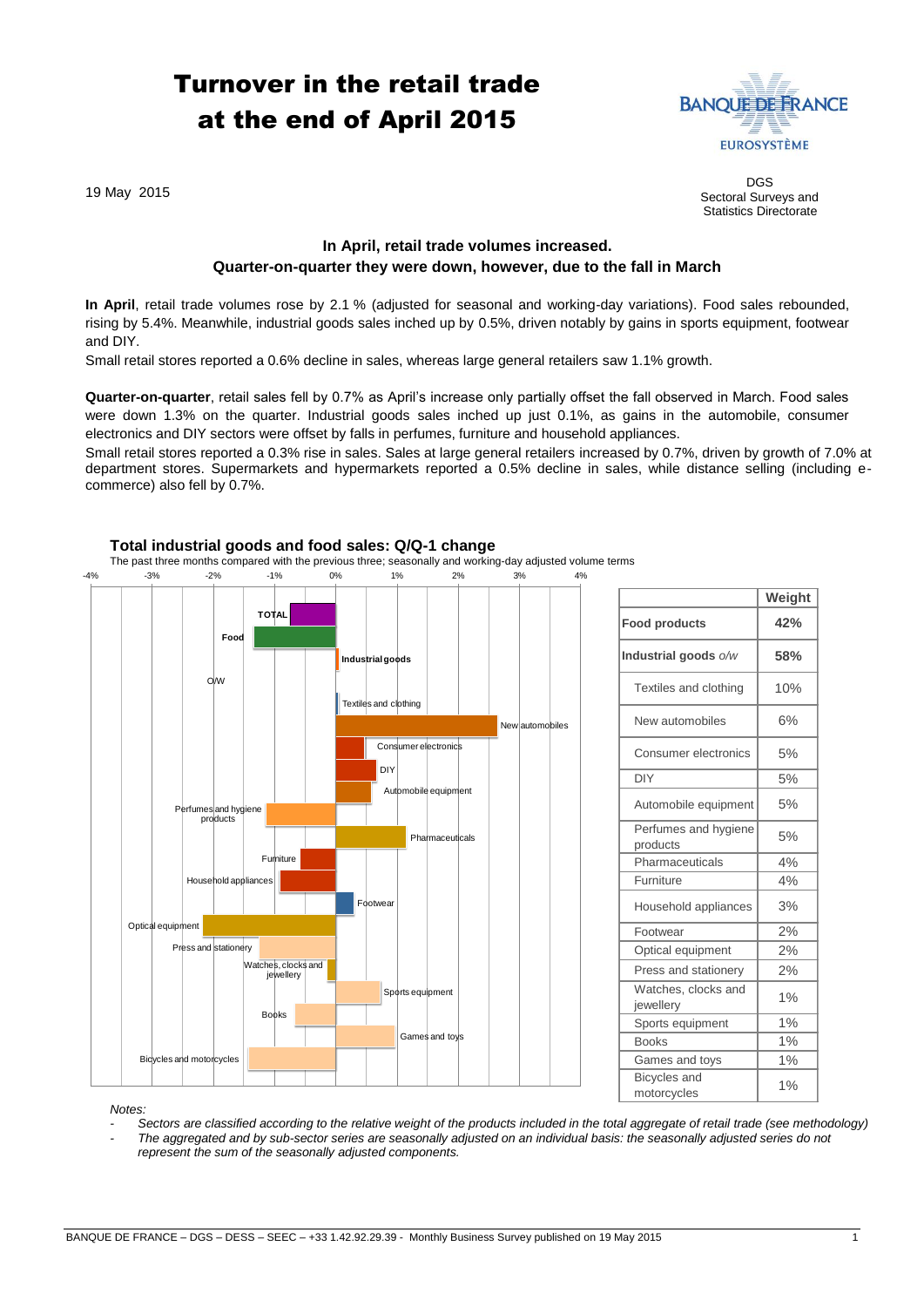# Turnover in the retail trade at the end of April 2015

19 May 2015

DGS
Sectoral Surveys and Statistics Directorate

**In April, retail trade volumes increased.**
**Quarter-on-quarter they were down, however, due to the fall in March**

**In April**, retail trade volumes rose by 2.1 % (adjusted for seasonal and working-day variations). Food sales rebounded, rising by 5.4%. Meanwhile, industrial goods sales inched up by 0.5%, driven notably by gains in sports equipment, footwear and DIY.

Small retail stores reported a 0.6% decline in sales, whereas large general retailers saw 1.1% growth.

**Quarter-on-quarter**, retail sales fell by 0.7% as April's increase only partially offset the fall observed in March. Food sales were down 1.3% on the quarter. Industrial goods sales inched up just 0.1%, as gains in the automobile, consumer electronics and DIY sectors were offset by falls in perfumes, furniture and household appliances.

Small retail stores reported a 0.3% rise in sales. Sales at large general retailers increased by 0.7%, driven by growth of 7.0% at department stores. Supermarkets and hypermarkets reported a 0.5% decline in sales, while distance selling (including e-commerce) also fell by 0.7%.

**Total industrial goods and food sales: Q/Q-1 change**

The past three months compared with the previous three; seasonally and working-day adjusted volume terms

| | Weight |
|---|---|
| **Food products** | **42%** |
| **Industrial goods** *o/w* | **58%** |
| Textiles and clothing | 10% |
| New automobiles | 6% |
| Consumer electronics | 5% |
| DIY | 5% |
| Automobile equipment | 5% |
| Perfumes and hygiene products | 5% |
| Pharmaceuticals | 4% |
| Furniture | 4% |
| Household appliances | 3% |
| Footwear | 2% |
| Optical equipment | 2% |
| Press and stationery | 2% |
| Watches, clocks and jewellery | 1% |
| Sports equipment | 1% |
| Books | 1% |
| Games and toys | 1% |
| Bicycles and motorcycles | 1% |

*Notes:*

- *Sectors are classified according to the relative weight of the products included in the total aggregate of retail trade (see methodology)*
- *The aggregated and by sub-sector series are seasonally adjusted on an individual basis: the seasonally adjusted series do not represent the sum of the seasonally adjusted components.*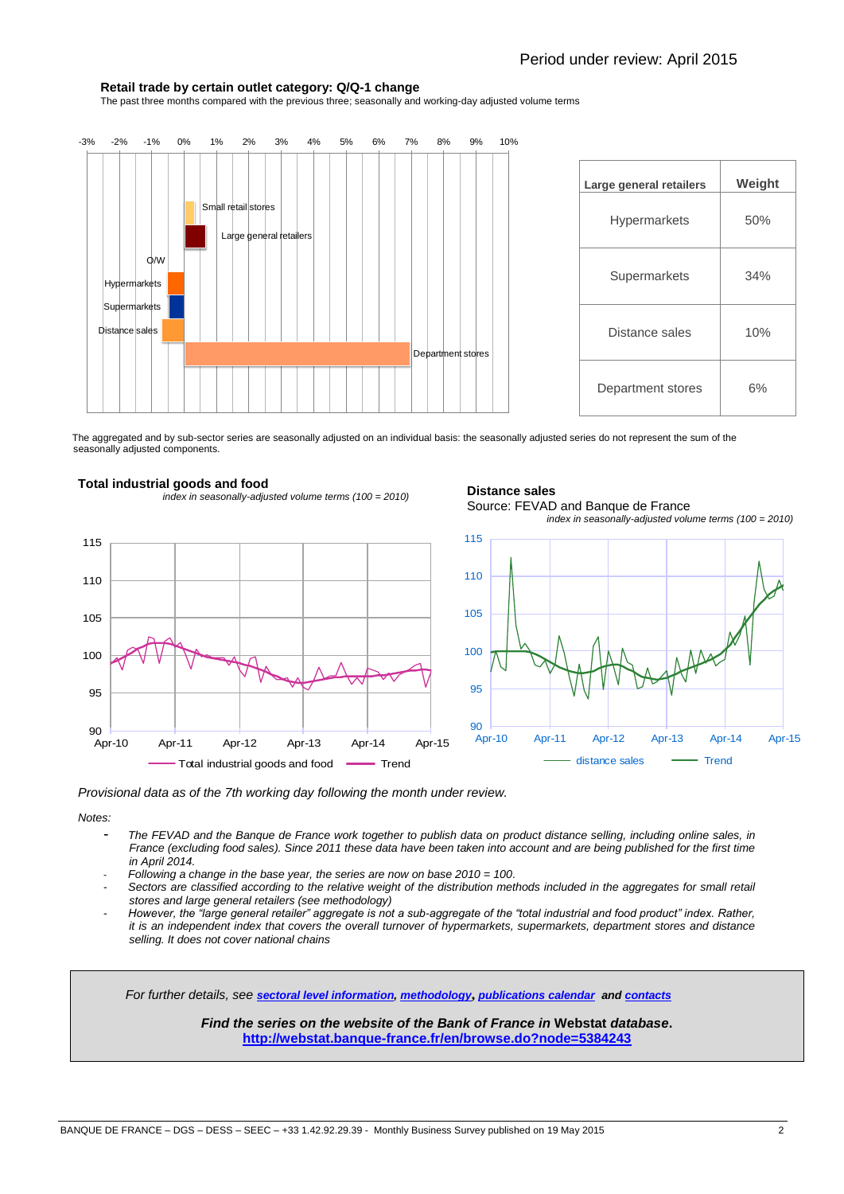Period under review: April 2015

**Retail trade by certain outlet category: Q/Q-1 change**

The past three months compared with the previous three; seasonally and working-day adjusted volume terms

-3% -2% -1% 0% 1% 2% 3% 4% 5% 6% 7% 8% 9% 10%

Small retail stores

Large general retailers

O/W

Hypermarkets

Supermarkets

Distance sales

Department stores

| Large general retailers | Weight |
|---|---|
| Hypermarkets | 50% |
| Supermarkets | 34% |
| Distance sales | 10% |
| Department stores | 6% |

The aggregated and by sub-sector series are seasonally adjusted on an individual basis: the seasonally adjusted series do not represent the sum of the seasonally adjusted components.

**Total industrial goods and food**

*index in seasonally-adjusted volume terms (100 = 2010)*

115 110 105 100 95 90

Apr-10 Apr-11 Apr-12 Apr-13 Apr-14 Apr-15

Total industrial goods and food — Trend

**Distance sales**

Source: FEVAD and Banque de France

*index in seasonally-adjusted volume terms (100 = 2010)*

115 110 105 100 95 90

Apr-10 Apr-11 Apr-12 Apr-13 Apr-14 Apr-15

distance sales — Trend

*Provisional data as of the 7th working day following the month under review.*

*Notes:*

- *The FEVAD and the Banque de France work together to publish data on product distance selling, including online sales, in France (excluding food sales). Since 2011 these data have been taken into account and are being published for the first time in April 2014.*
- *Following a change in the base year, the series are now on base 2010 = 100.*
- *Sectors are classified according to the relative weight of the distribution methods included in the aggregates for small retail stores and large general retailers (see methodology)*
- *However, the "large general retailer" aggregate is not a sub-aggregate of the "total industrial and food product" index. Rather, it is an independent index that covers the overall turnover of hypermarkets, supermarkets, department stores and distance selling. It does not cover national chains*

*For further details, see* ***sectoral level information, methodology, publications calendar*** ***and contacts***

***Find the series on the website of the Bank of France in*** **Webstat** ***database.***

**http://webstat.banque-france.fr/en/browse.do?node=5384243**